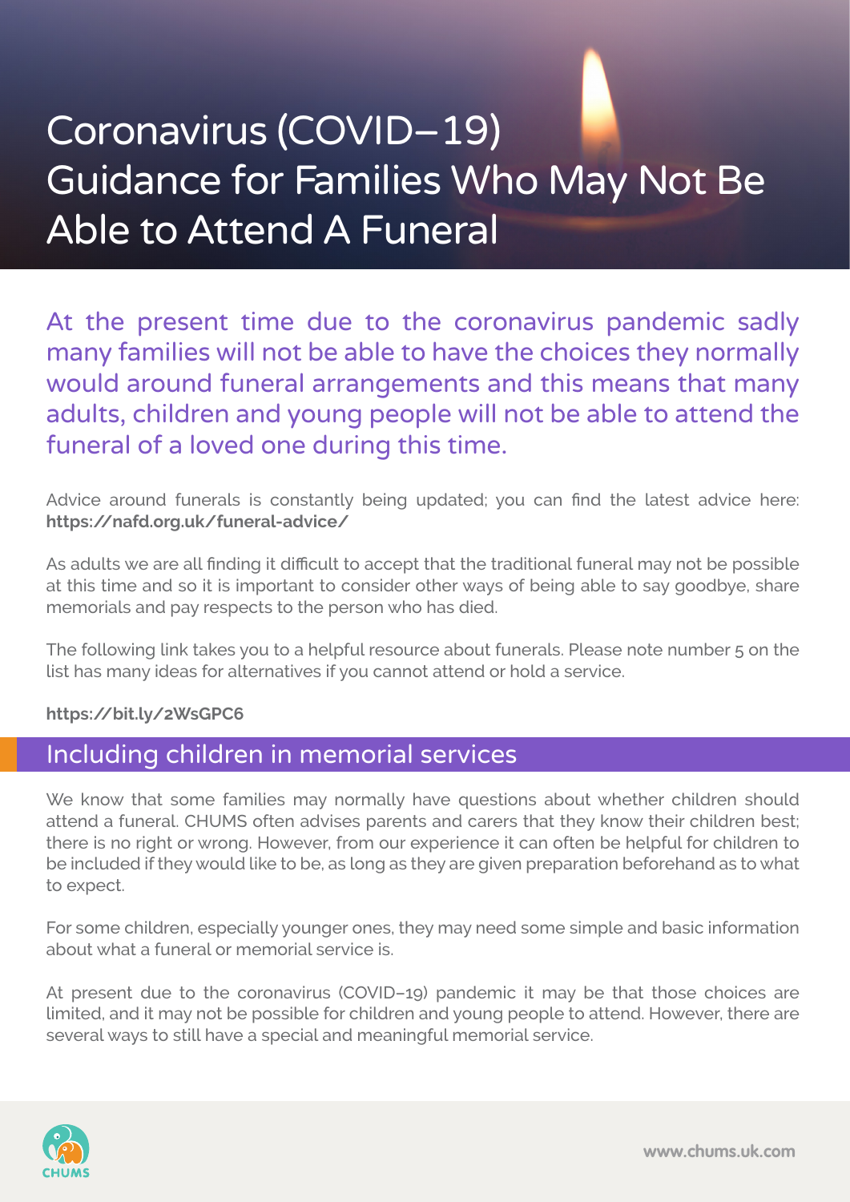# Coronavirus (COVID–19) Guidance for Families Who May Not Be Able to Attend A Funeral

At the present time due to the coronavirus pandemic sadly many families will not be able to have the choices they normally would around funeral arrangements and this means that many adults, children and young people will not be able to attend the funeral of a loved one during this time.

Advice around funerals is constantly being updated; you can find the latest advice here: **https://nafd.org.uk/funeral-advice/**

As adults we are all finding it difficult to accept that the traditional funeral may not be possible at this time and so it is important to consider other ways of being able to say goodbye, share memorials and pay respects to the person who has died.

The following link takes you to a helpful resource about funerals. Please note number 5 on the list has many ideas for alternatives if you cannot attend or hold a service.

**https://bit.ly/2WsGPC6**

## Including children in memorial services

We know that some families may normally have questions about whether children should attend a funeral. CHUMS often advises parents and carers that they know their children best; there is no right or wrong. However, from our experience it can often be helpful for children to be included if they would like to be, as long as they are given preparation beforehand as to what to expect.

For some children, especially younger ones, they may need some simple and basic information about what a funeral or memorial service is.

At present due to the coronavirus (COVID–19) pandemic it may be that those choices are limited, and it may not be possible for children and young people to attend. However, there are several ways to still have a special and meaningful memorial service.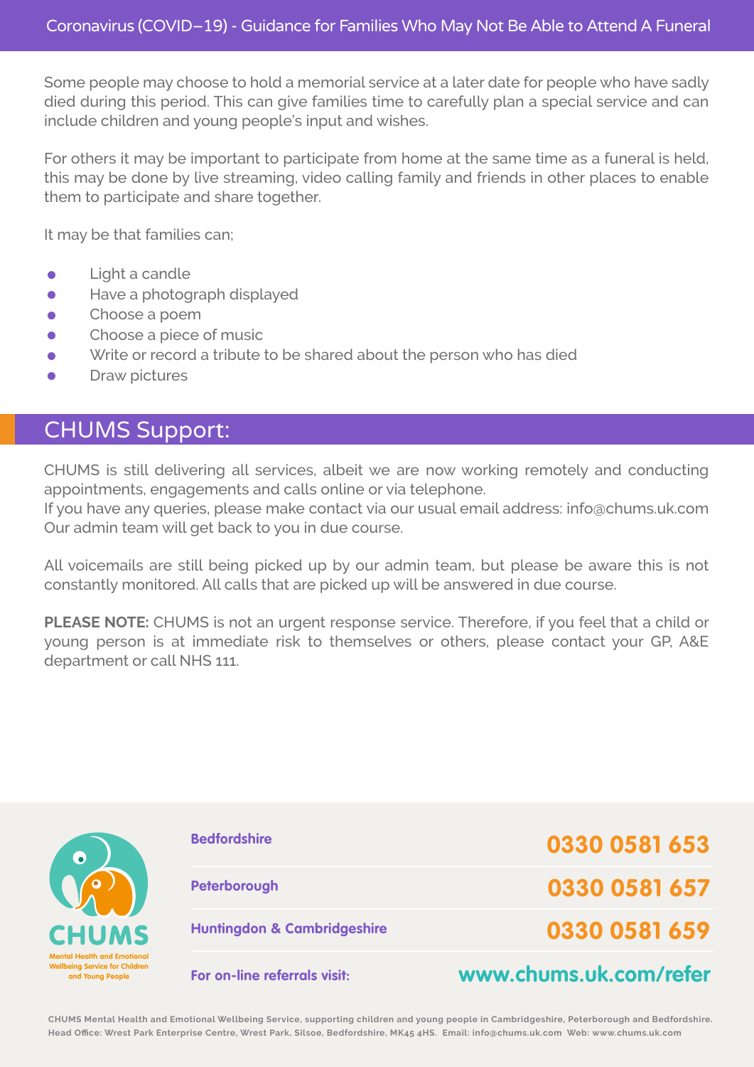Some people may choose to hold a memorial service at a later date for people who have sadly died during this period. This can give families time to carefully plan a special service and can include children and young people's input and wishes.

For others it may be important to participate from home at the same time as a funeral is held, this may be done by live streaming, video calling family and friends in other places to enable them to participate and share together.

It may be that families can;

- Light a candle
- Have a photograph displayed
- Choose a poem
- Choose a piece of music
- Write or record a tribute to be shared about the person who has died
- Draw pictures

## CHUMS Support:

CHUMS is still delivering all services, albeit we are now working remotely and conducting appointments, engagements and calls online or via telephone.
If you have any queries, please make contact via our usual email address: info@chums.uk.com
Our admin team will get back to you in due course.

All voicemails are still being picked up by our admin team, but please be aware this is not constantly monitored. All calls that are picked up will be answered in due course.

**PLEASE NOTE:** CHUMS is not an urgent response service. Therefore, if you feel that a child or young person is at immediate risk to themselves or others, please contact your GP, A&E department or call NHS 111.

CHUMS
Mental Health and Emotional Wellbeing Service for Children and Young People

| | |
|---|---|
| Bedfordshire | 0330 0581 653 |
| Peterborough | 0330 0581 657 |
| Huntingdon & Cambridgeshire | 0330 0581 659 |
| For on-line referrals visit: | www.chums.uk.com/refer |

CHUMS Mental Health and Emotional Wellbeing Service, supporting children and young people in Cambridgeshire, Peterborough and Bedfordshire.
Head Office: Wrest Park Enterprise Centre, Wrest Park, Silsoe, Bedfordshire, MK45 4HS. Email: info@chums.uk.com Web: www.chums.uk.com